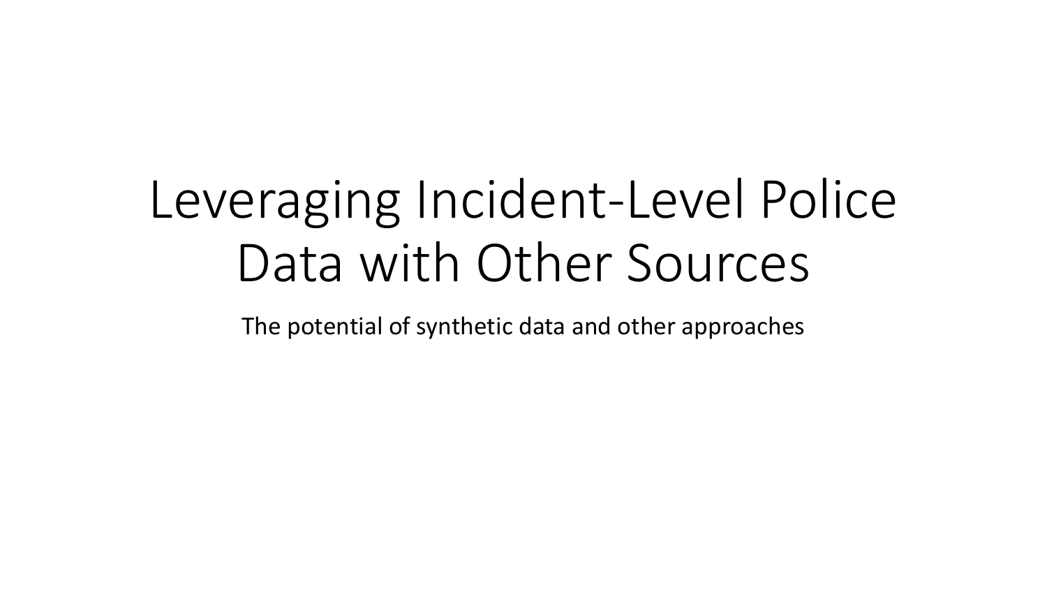# Leveraging Incident-Level Police Data with Other Sources

The potential of synthetic data and other approaches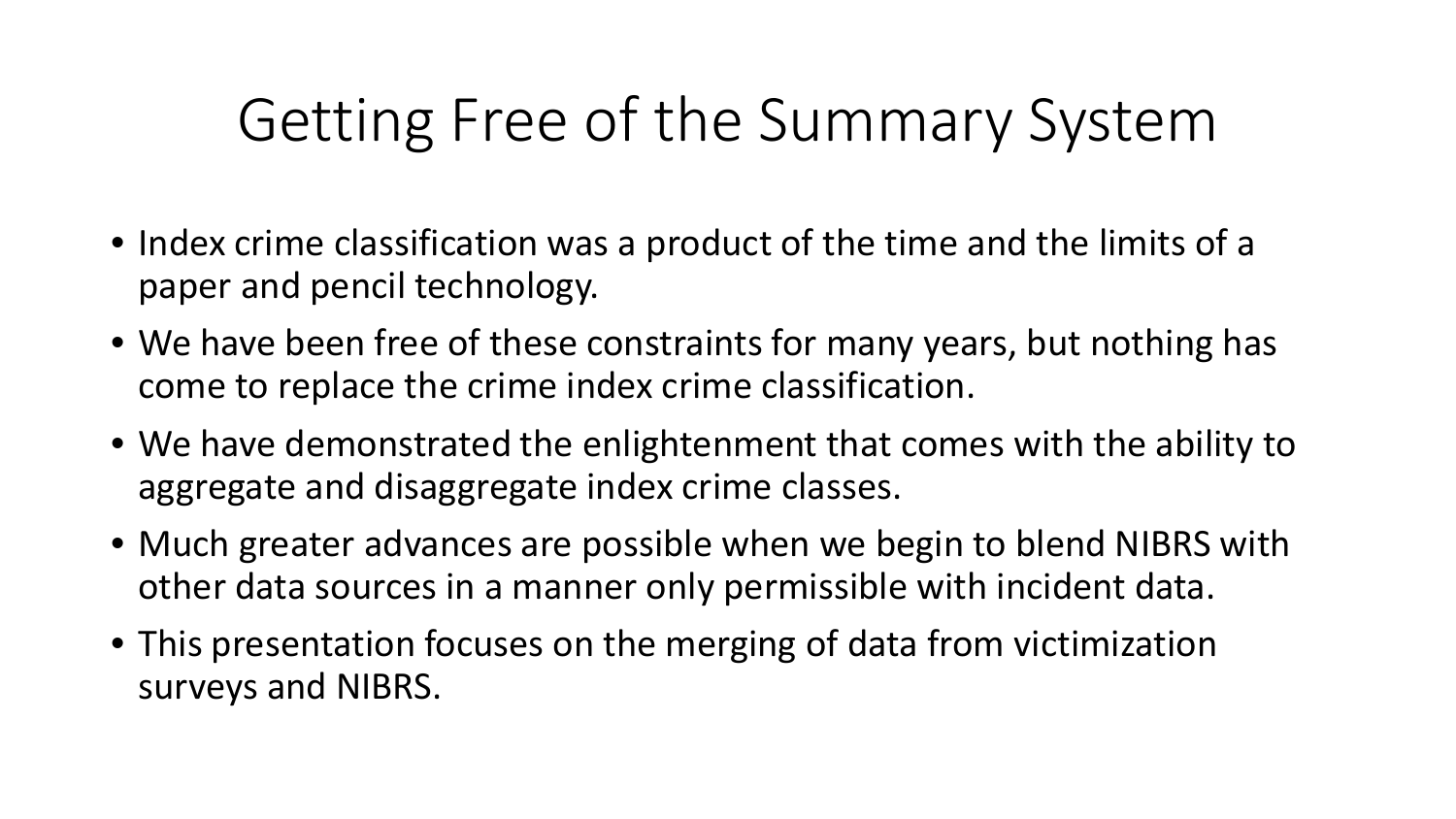# Getting Free of the Summary System

- Index crime classification was a product of the time and the limits of a paper and pencil technology.
- We have been free of these constraints for many years, but nothing has come to replace the crime index crime classification.
- We have demonstrated the enlightenment that comes with the ability to aggregate and disaggregate index crime classes.
- Much greater advances are possible when we begin to blend NIBRS with other data sources in a manner only permissible with incident data.
- This presentation focuses on the merging of data from victimization surveys and NIBRS.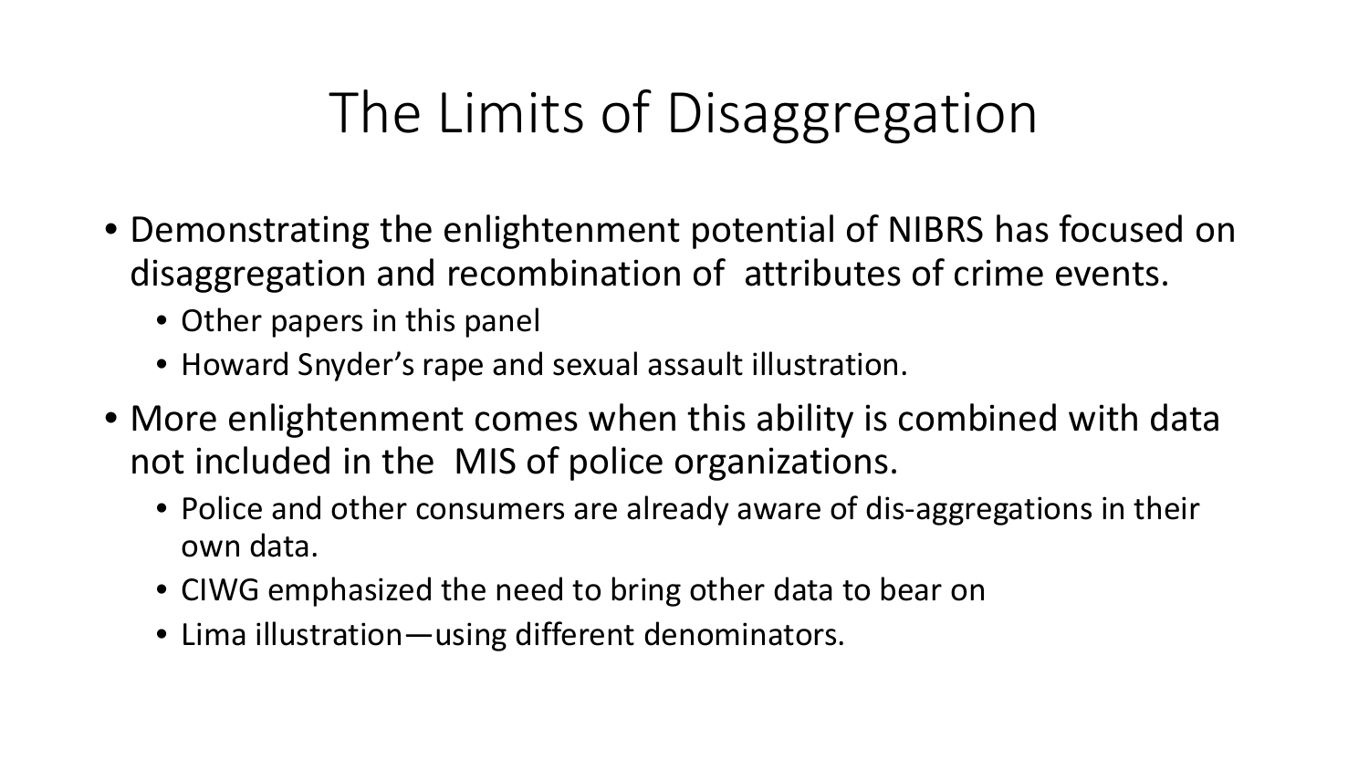# The Limits of Disaggregation

- Demonstrating the enlightenment potential of NIBRS has focused on disaggregation and recombination of attributes of crime events.
  - Other papers in this panel
  - Howard Snyder's rape and sexual assault illustration.
- More enlightenment comes when this ability is combined with data not included in the MIS of police organizations.
  - Police and other consumers are already aware of dis-aggregations in their own data.
  - CIWG emphasized the need to bring other data to bear on
  - Lima illustration—using different denominators.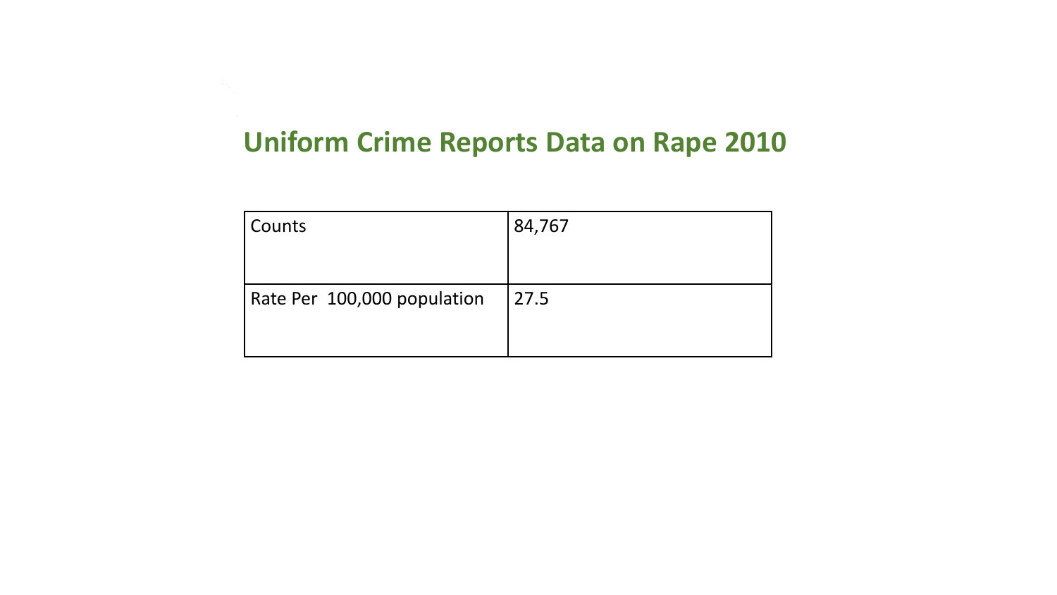# Uniform Crime Reports Data on Rape 2010

| Counts | 84,767 |
|---|---|
| Rate Per 100,000 population | 27.5 |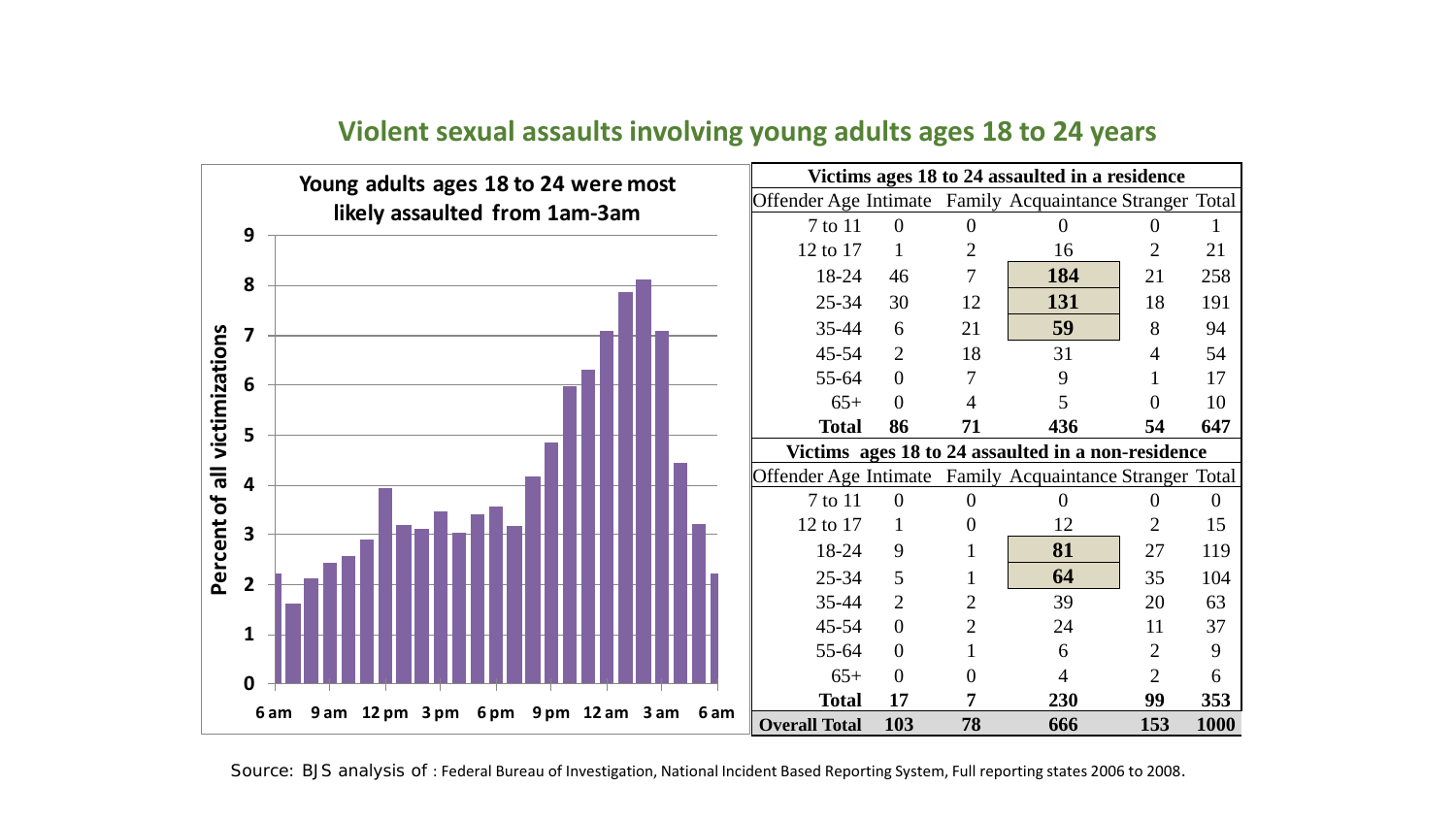# Violent sexual assaults involving young adults ages 18 to 24 years

**Young adults ages 18 to 24 were most likely assaulted from 1am-3am**

Percent of all victimizations

6 am 9 am 12 pm 3 pm 6 pm 9 pm 12 am 3 am 6 am

| Victims ages 18 to 24 assaulted in a residence | | | | | |
|---|---|---|---|---|---|
| Offender Age | Intimate | Family | Acquaintance | Stranger | Total |
| 7 to 11 | 0 | 0 | 0 | 0 | 1 |
| 12 to 17 | 1 | 2 | 16 | 2 | 21 |
| 18-24 | 46 | 7 | **184** | 21 | 258 |
| 25-34 | 30 | 12 | **131** | 18 | 191 |
| 35-44 | 6 | 21 | **59** | 8 | 94 |
| 45-54 | 2 | 18 | 31 | 4 | 54 |
| 55-64 | 0 | 7 | 9 | 1 | 17 |
| 65+ | 0 | 4 | 5 | 0 | 10 |
| **Total** | **86** | **71** | **436** | **54** | **647** |
| **Victims ages 18 to 24 assaulted in a non-residence** | | | | | |
| Offender Age | Intimate | Family | Acquaintance | Stranger | Total |
| 7 to 11 | 0 | 0 | 0 | 0 | 0 |
| 12 to 17 | 1 | 0 | 12 | 2 | 15 |
| 18-24 | 9 | 1 | **81** | 27 | 119 |
| 25-34 | 5 | 1 | **64** | 35 | 104 |
| 35-44 | 2 | 2 | 39 | 20 | 63 |
| 45-54 | 0 | 2 | 24 | 11 | 37 |
| 55-64 | 0 | 1 | 6 | 2 | 9 |
| 65+ | 0 | 0 | 4 | 2 | 6 |
| **Total** | **17** | **7** | **230** | **99** | **353** |
| **Overall Total** | **103** | **78** | **666** | **153** | **1000** |

Source: BJS analysis of : Federal Bureau of Investigation, National Incident Based Reporting System, Full reporting states 2006 to 2008.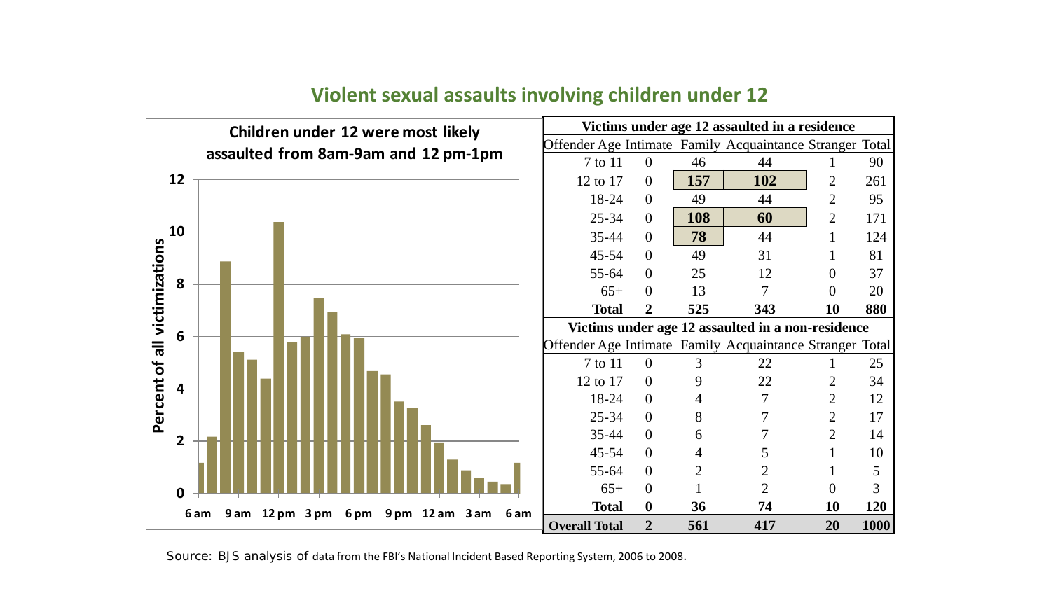## Violent sexual assaults involving children under 12

**Children under 12 were most likely assaulted from 8am-9am and 12 pm-1pm**

| Victims under age 12 assaulted in a residence | | | | | |
|---|---|---|---|---|---|
| Offender Age | Intimate | Family | Acquaintance | Stranger | Total |
| 7 to 11 | 0 | 46 | 44 | 1 | 90 |
| 12 to 17 | 0 | **157** | **102** | 2 | 261 |
| 18-24 | 0 | 49 | 44 | 2 | 95 |
| 25-34 | 0 | **108** | **60** | 2 | 171 |
| 35-44 | 0 | **78** | 44 | 1 | 124 |
| 45-54 | 0 | 49 | 31 | 1 | 81 |
| 55-64 | 0 | 25 | 12 | 0 | 37 |
| 65+ | 0 | 13 | 7 | 0 | 20 |
| **Total** | **2** | **525** | **343** | **10** | **880** |
| **Victims under age 12 assaulted in a non-residence** | | | | | |
| Offender Age | Intimate | Family | Acquaintance | Stranger | Total |
| 7 to 11 | 0 | 3 | 22 | 1 | 25 |
| 12 to 17 | 0 | 9 | 22 | 2 | 34 |
| 18-24 | 0 | 4 | 7 | 2 | 12 |
| 25-34 | 0 | 8 | 7 | 2 | 17 |
| 35-44 | 0 | 6 | 7 | 2 | 14 |
| 45-54 | 0 | 4 | 5 | 1 | 10 |
| 55-64 | 0 | 2 | 2 | 1 | 5 |
| 65+ | 0 | 1 | 2 | 0 | 3 |
| **Total** | **0** | **36** | **74** | **10** | **120** |
| **Overall Total** | **2** | **561** | **417** | **20** | **1000** |

Source: BJS analysis of data from the FBI's National Incident Based Reporting System, 2006 to 2008.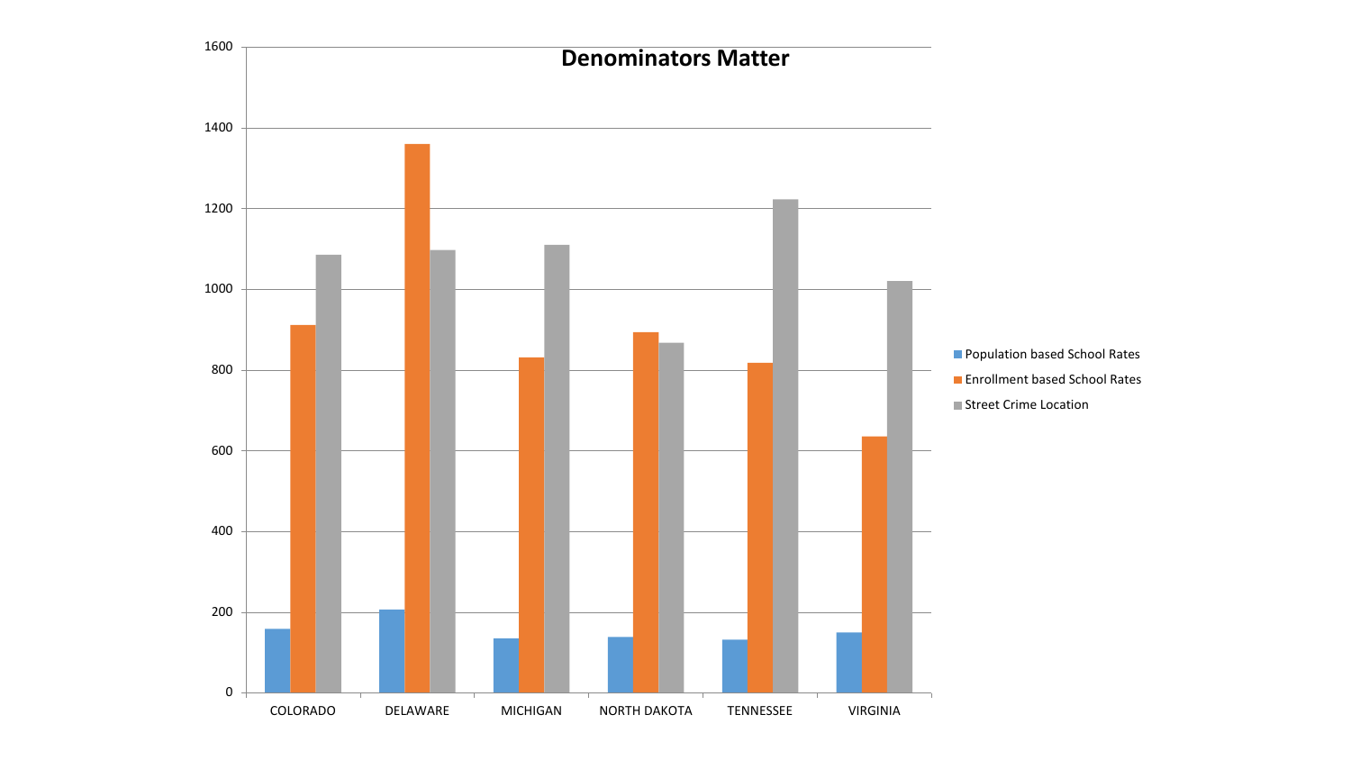**Denominators Matter**

- Population based School Rates
- Enrollment based School Rates
- Street Crime Location

1600
1400
1200
1000
800
600
400
200
0

COLORADO DELAWARE MICHIGAN NORTH DAKOTA TENNESSEE VIRGINIA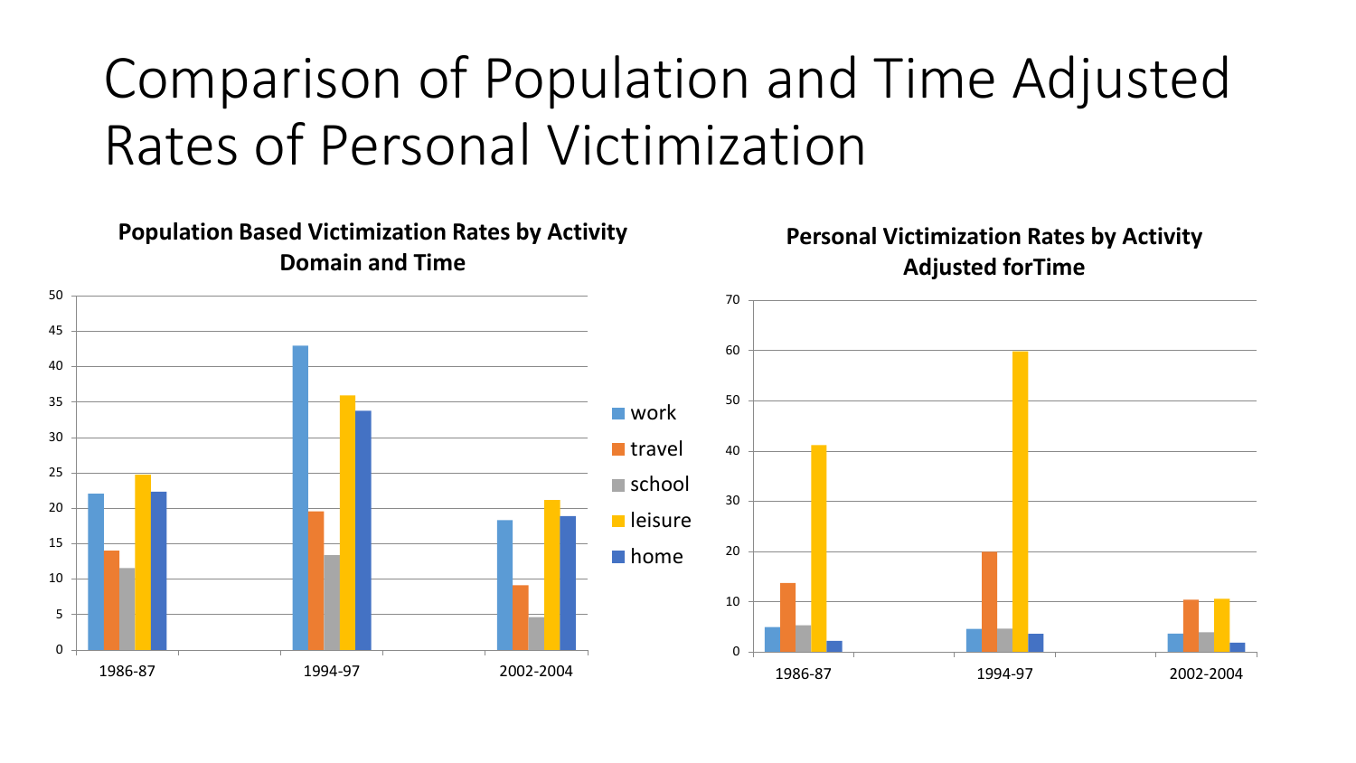# Comparison of Population and Time Adjusted Rates of Personal Victimization

**Population Based Victimization Rates by Activity Domain and Time**

**Personal Victimization Rates by Activity Adjusted forTime**

work
travel
school
leisure
home

1986-87
1994-97
2002-2004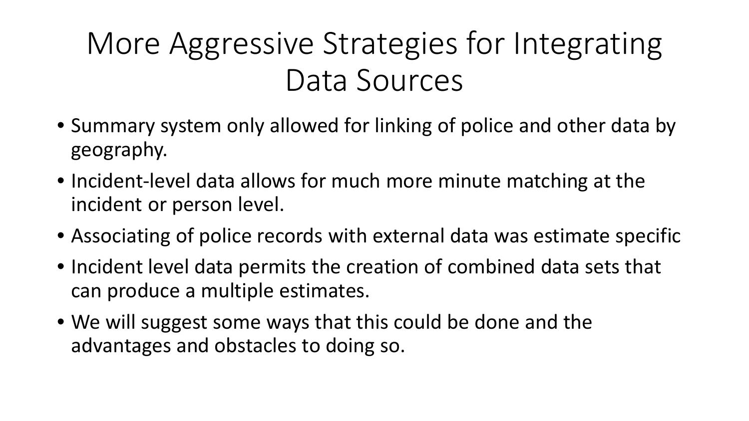# More Aggressive Strategies for Integrating Data Sources

- Summary system only allowed for linking of police and other data by geography.
- Incident-level data allows for much more minute matching at the incident or person level.
- Associating of police records with external data was estimate specific
- Incident level data permits the creation of combined data sets that can produce a multiple estimates.
- We will suggest some ways that this could be done and the advantages and obstacles to doing so.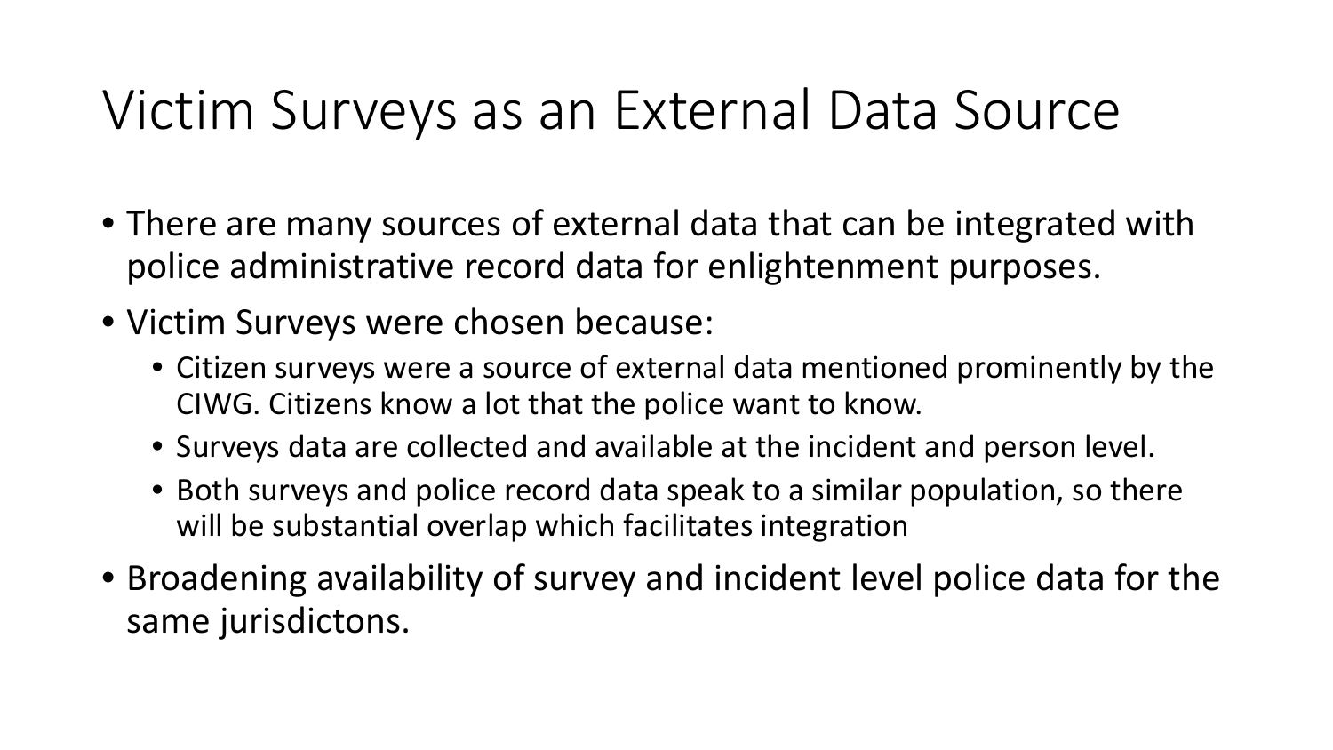# Victim Surveys as an External Data Source

- There are many sources of external data that can be integrated with police administrative record data for enlightenment purposes.
- Victim Surveys were chosen because:
  - Citizen surveys were a source of external data mentioned prominently by the CIWG. Citizens know a lot that the police want to know.
  - Surveys data are collected and available at the incident and person level.
  - Both surveys and police record data speak to a similar population, so there will be substantial overlap which facilitates integration
- Broadening availability of survey and incident level police data for the same jurisdictons.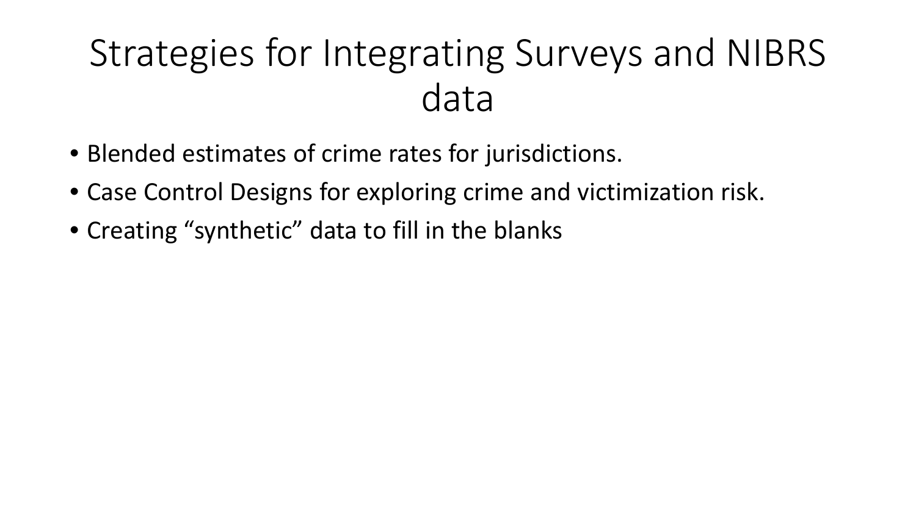# Strategies for Integrating Surveys and NIBRS data

- Blended estimates of crime rates for jurisdictions.
- Case Control Designs for exploring crime and victimization risk.
- Creating “synthetic” data to fill in the blanks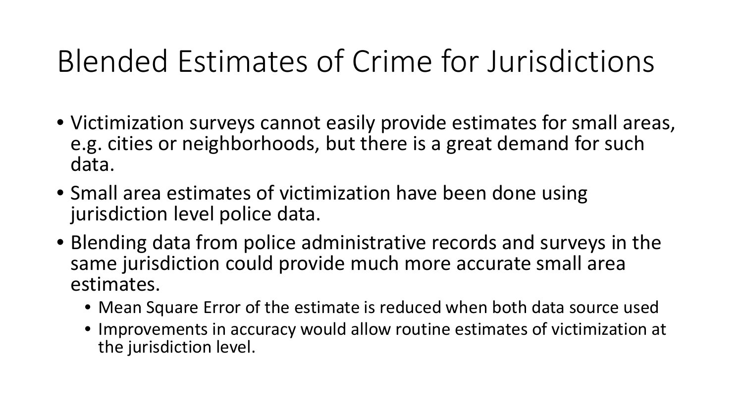# Blended Estimates of Crime for Jurisdictions

- Victimization surveys cannot easily provide estimates for small areas, e.g. cities or neighborhoods, but there is a great demand for such data.
- Small area estimates of victimization have been done using jurisdiction level police data.
- Blending data from police administrative records and surveys in the same jurisdiction could provide much more accurate small area estimates.
  - Mean Square Error of the estimate is reduced when both data source used
  - Improvements in accuracy would allow routine estimates of victimization at the jurisdiction level.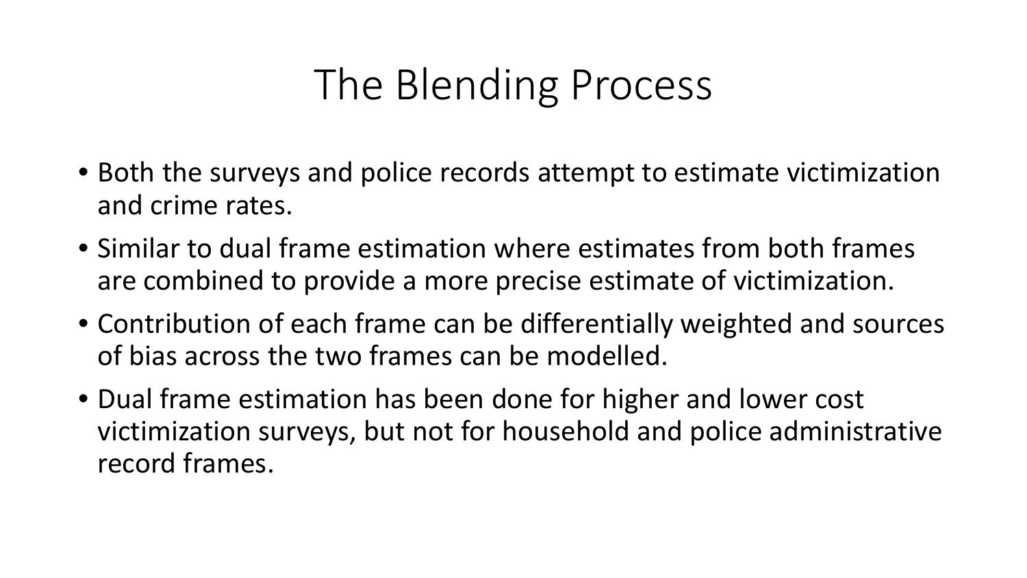# The Blending Process

- Both the surveys and police records attempt to estimate victimization and crime rates.
- Similar to dual frame estimation where estimates from both frames are combined to provide a more precise estimate of victimization.
- Contribution of each frame can be differentially weighted and sources of bias across the two frames can be modelled.
- Dual frame estimation has been done for higher and lower cost victimization surveys, but not for household and police administrative record frames.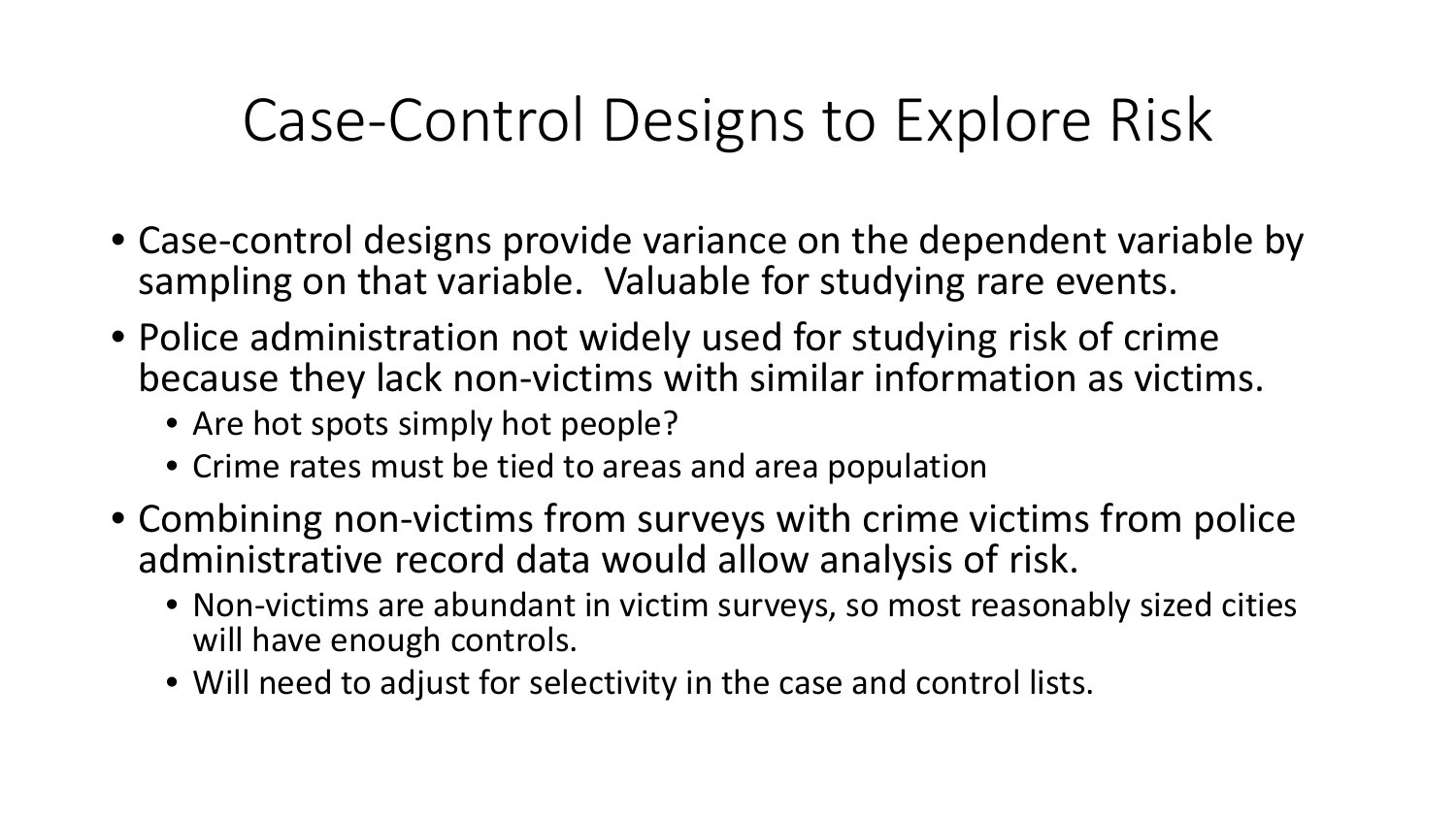# Case-Control Designs to Explore Risk

- Case-control designs provide variance on the dependent variable by sampling on that variable. Valuable for studying rare events.
- Police administration not widely used for studying risk of crime because they lack non-victims with similar information as victims.
  - Are hot spots simply hot people?
  - Crime rates must be tied to areas and area population
- Combining non-victims from surveys with crime victims from police administrative record data would allow analysis of risk.
  - Non-victims are abundant in victim surveys, so most reasonably sized cities will have enough controls.
  - Will need to adjust for selectivity in the case and control lists.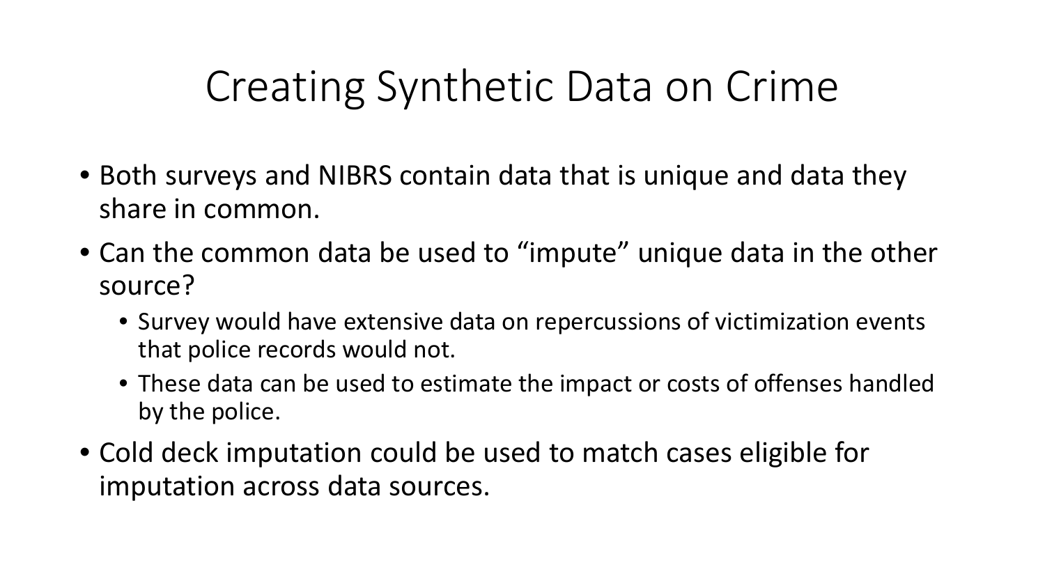# Creating Synthetic Data on Crime

- Both surveys and NIBRS contain data that is unique and data they share in common.
- Can the common data be used to “impute” unique data in the other source?
  - Survey would have extensive data on repercussions of victimization events that police records would not.
  - These data can be used to estimate the impact or costs of offenses handled by the police.
- Cold deck imputation could be used to match cases eligible for imputation across data sources.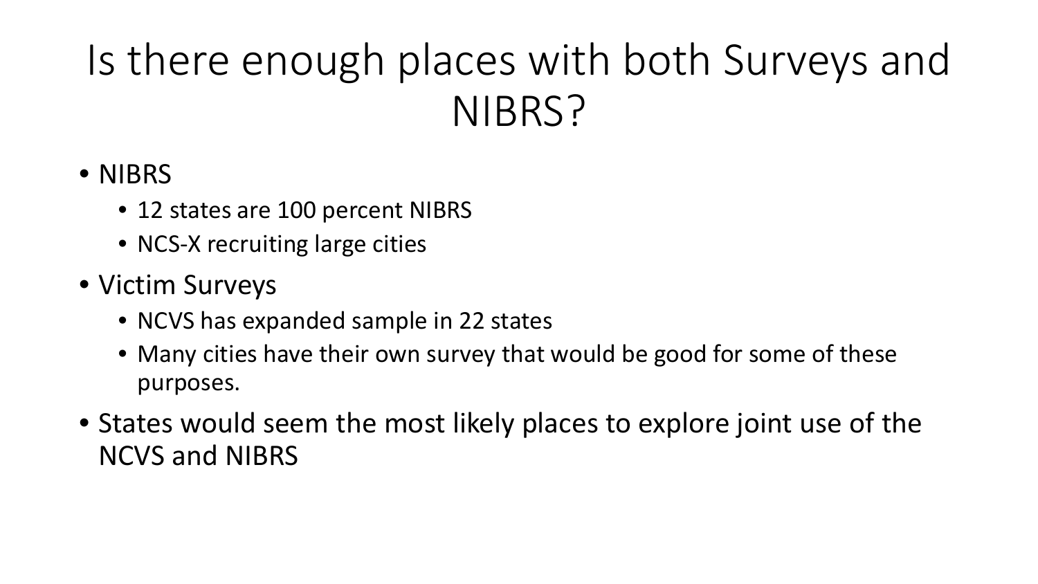# Is there enough places with both Surveys and NIBRS?

- NIBRS
  - 12 states are 100 percent NIBRS
  - NCS-X recruiting large cities
- Victim Surveys
  - NCVS has expanded sample in 22 states
  - Many cities have their own survey that would be good for some of these purposes.
- States would seem the most likely places to explore joint use of the NCVS and NIBRS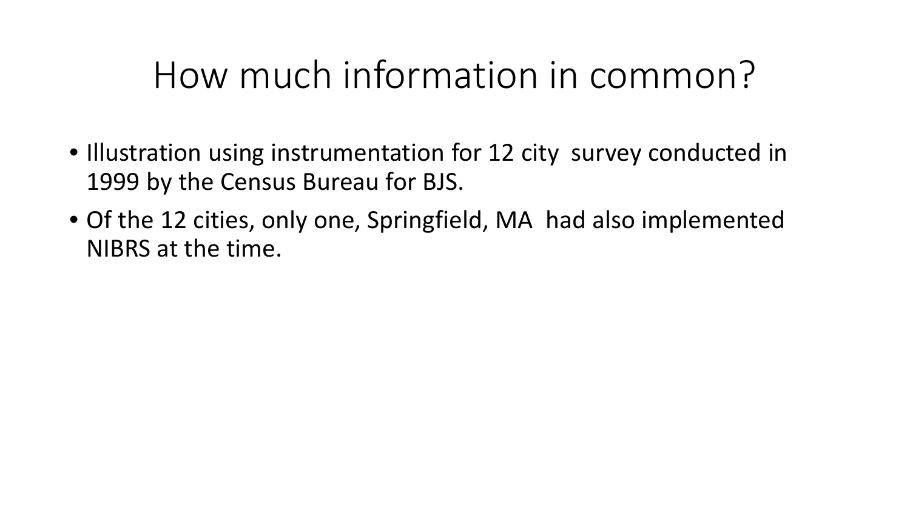# How much information in common?

- Illustration using instrumentation for 12 city survey conducted in 1999 by the Census Bureau for BJS.
- Of the 12 cities, only one, Springfield, MA had also implemented NIBRS at the time.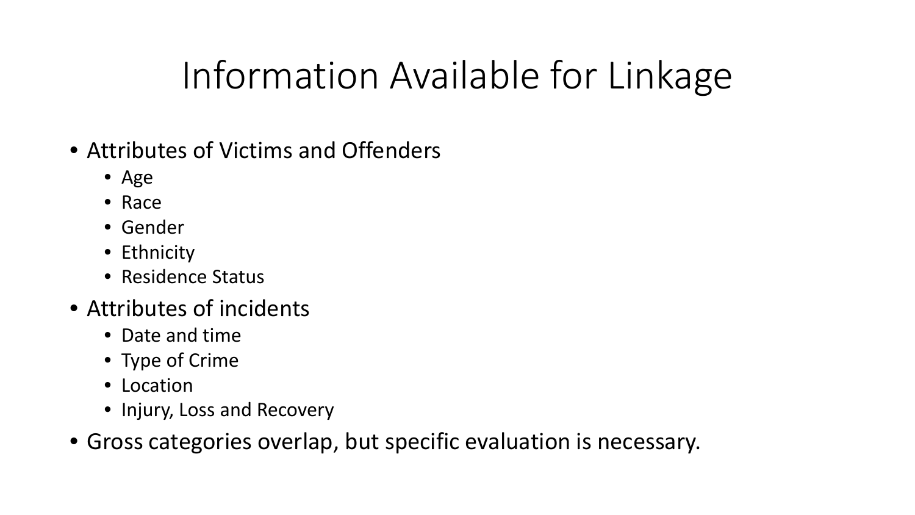# Information Available for Linkage

- Attributes of Victims and Offenders
  - Age
  - Race
  - Gender
  - Ethnicity
  - Residence Status
- Attributes of incidents
  - Date and time
  - Type of Crime
  - Location
  - Injury, Loss and Recovery
- Gross categories overlap, but specific evaluation is necessary.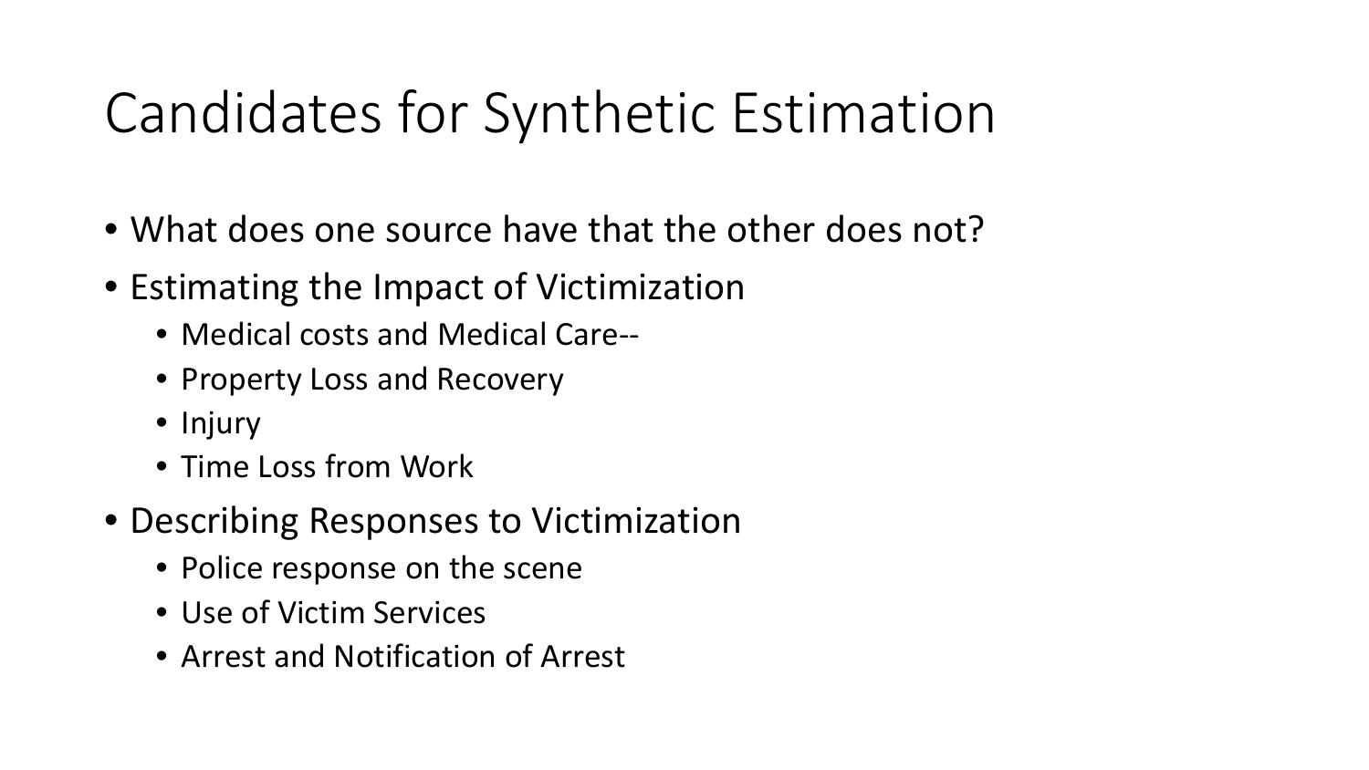# Candidates for Synthetic Estimation

- What does one source have that the other does not?
- Estimating the Impact of Victimization
  - Medical costs and Medical Care--
  - Property Loss and Recovery
  - Injury
  - Time Loss from Work
- Describing Responses to Victimization
  - Police response on the scene
  - Use of Victim Services
  - Arrest and Notification of Arrest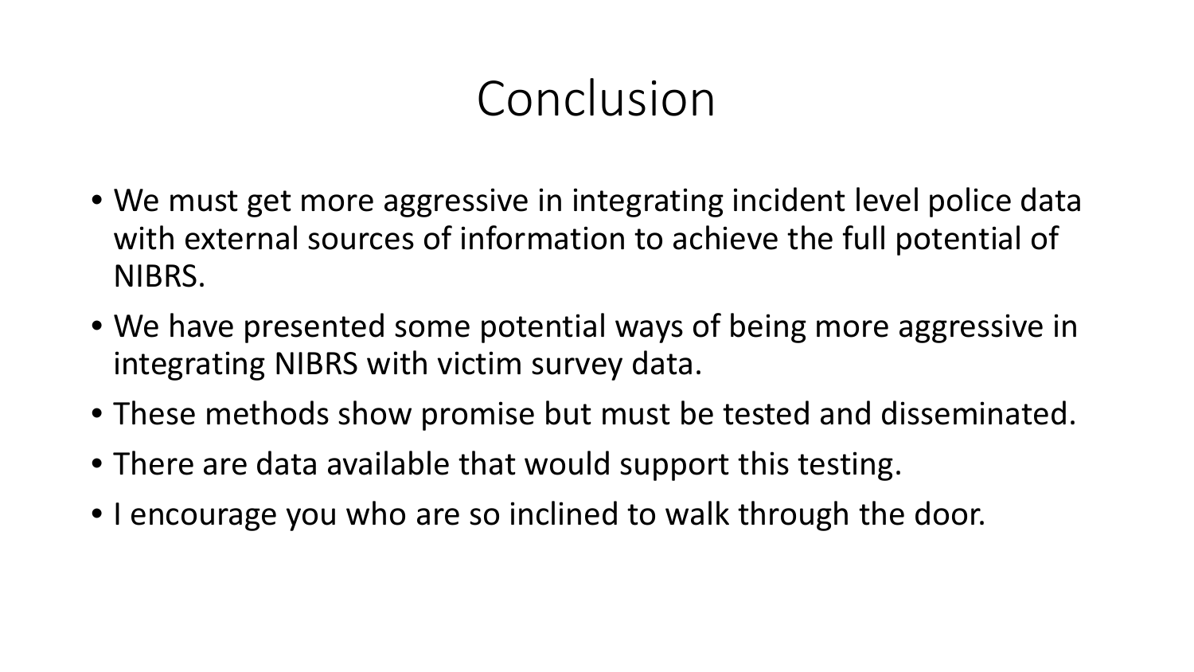# Conclusion

- We must get more aggressive in integrating incident level police data with external sources of information to achieve the full potential of NIBRS.
- We have presented some potential ways of being more aggressive in integrating NIBRS with victim survey data.
- These methods show promise but must be tested and disseminated.
- There are data available that would support this testing.
- I encourage you who are so inclined to walk through the door.